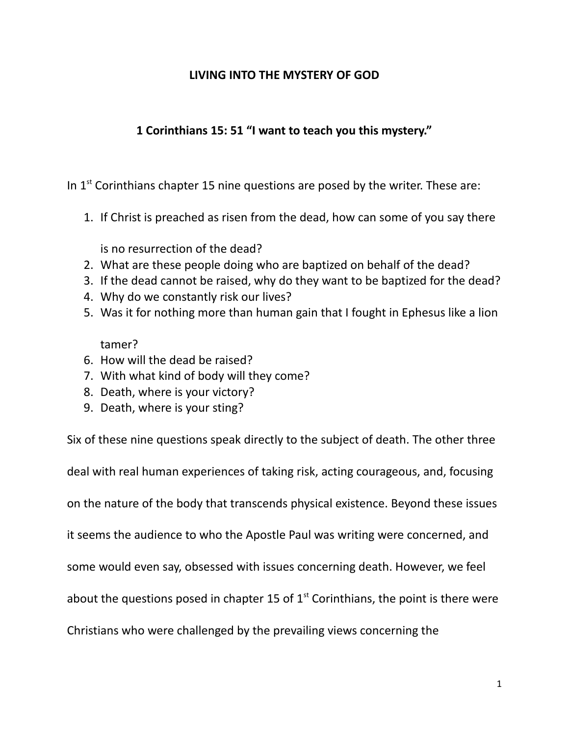# LIVING INTO THE MYSTERY OF GOD

## 1 Corinthians 15: 51 "I want to teach you this mystery."

In 1st Corinthians chapter 15 nine questions are posed by the writer. These are:

1. If Christ is preached as risen from the dead, how can some of you say there is no resurrection of the dead?
2. What are these people doing who are baptized on behalf of the dead?
3. If the dead cannot be raised, why do they want to be baptized for the dead?
4. Why do we constantly risk our lives?
5. Was it for nothing more than human gain that I fought in Ephesus like a lion tamer?
6. How will the dead be raised?
7. With what kind of body will they come?
8. Death, where is your victory?
9. Death, where is your sting?

Six of these nine questions speak directly to the subject of death. The other three deal with real human experiences of taking risk, acting courageous, and, focusing on the nature of the body that transcends physical existence. Beyond these issues it seems the audience to who the Apostle Paul was writing were concerned, and some would even say, obsessed with issues concerning death. However, we feel about the questions posed in chapter 15 of 1st Corinthians, the point is there were Christians who were challenged by the prevailing views concerning the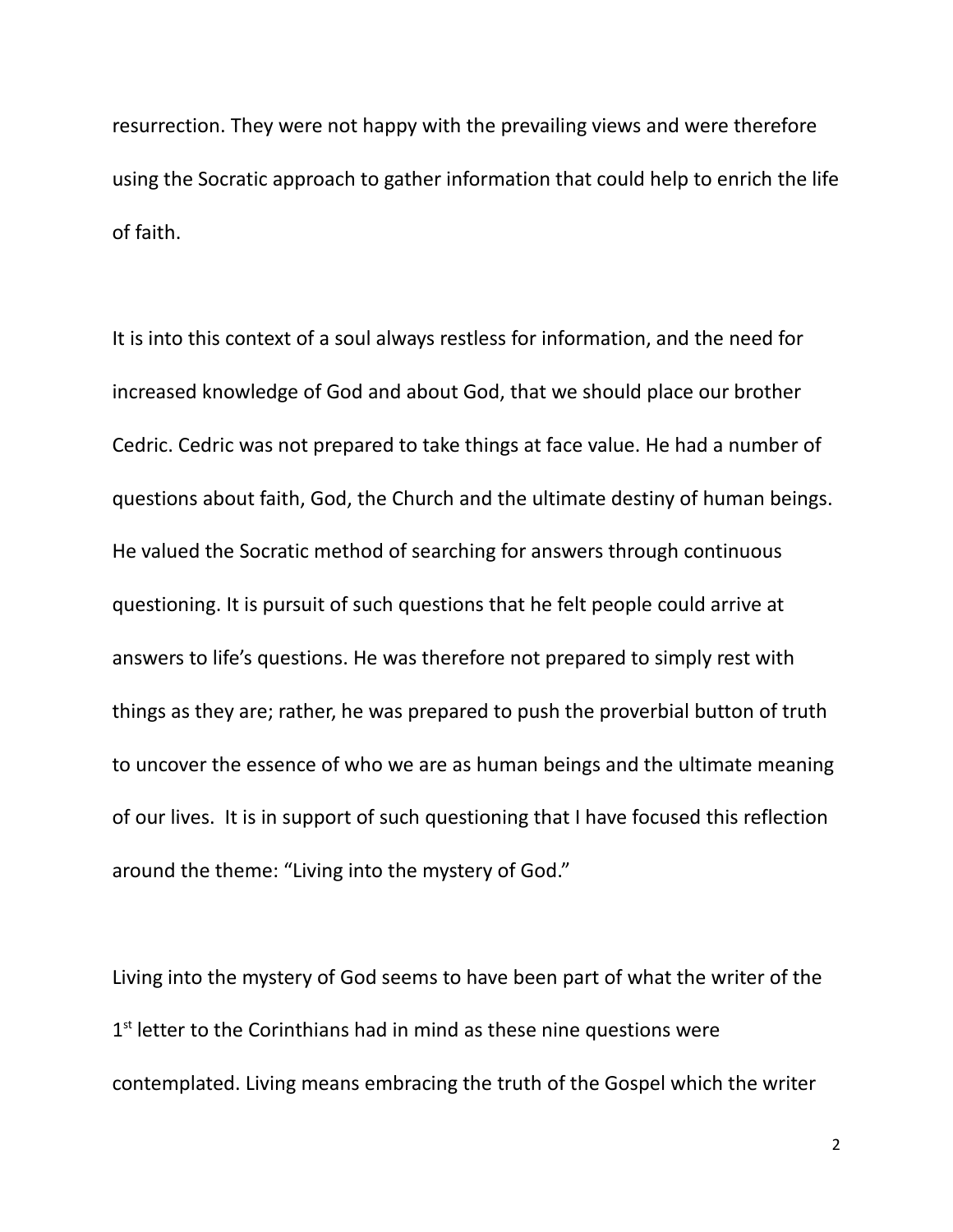resurrection. They were not happy with the prevailing views and were therefore using the Socratic approach to gather information that could help to enrich the life of faith.

It is into this context of a soul always restless for information, and the need for increased knowledge of God and about God, that we should place our brother Cedric. Cedric was not prepared to take things at face value. He had a number of questions about faith, God, the Church and the ultimate destiny of human beings. He valued the Socratic method of searching for answers through continuous questioning. It is pursuit of such questions that he felt people could arrive at answers to life's questions. He was therefore not prepared to simply rest with things as they are; rather, he was prepared to push the proverbial button of truth to uncover the essence of who we are as human beings and the ultimate meaning of our lives.  It is in support of such questioning that I have focused this reflection around the theme: "Living into the mystery of God."

Living into the mystery of God seems to have been part of what the writer of the 1st letter to the Corinthians had in mind as these nine questions were contemplated. Living means embracing the truth of the Gospel which the writer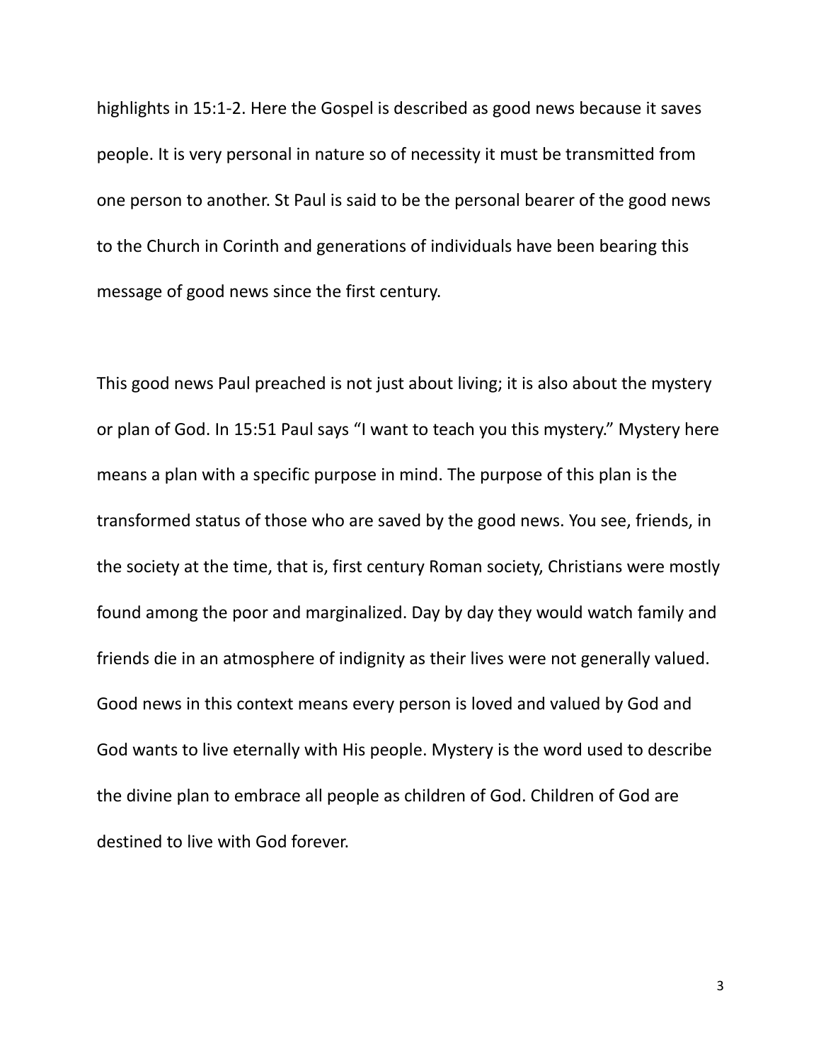highlights in 15:1-2. Here the Gospel is described as good news because it saves people. It is very personal in nature so of necessity it must be transmitted from one person to another. St Paul is said to be the personal bearer of the good news to the Church in Corinth and generations of individuals have been bearing this message of good news since the first century.

This good news Paul preached is not just about living; it is also about the mystery or plan of God. In 15:51 Paul says "I want to teach you this mystery." Mystery here means a plan with a specific purpose in mind. The purpose of this plan is the transformed status of those who are saved by the good news. You see, friends, in the society at the time, that is, first century Roman society, Christians were mostly found among the poor and marginalized. Day by day they would watch family and friends die in an atmosphere of indignity as their lives were not generally valued. Good news in this context means every person is loved and valued by God and God wants to live eternally with His people. Mystery is the word used to describe the divine plan to embrace all people as children of God. Children of God are destined to live with God forever.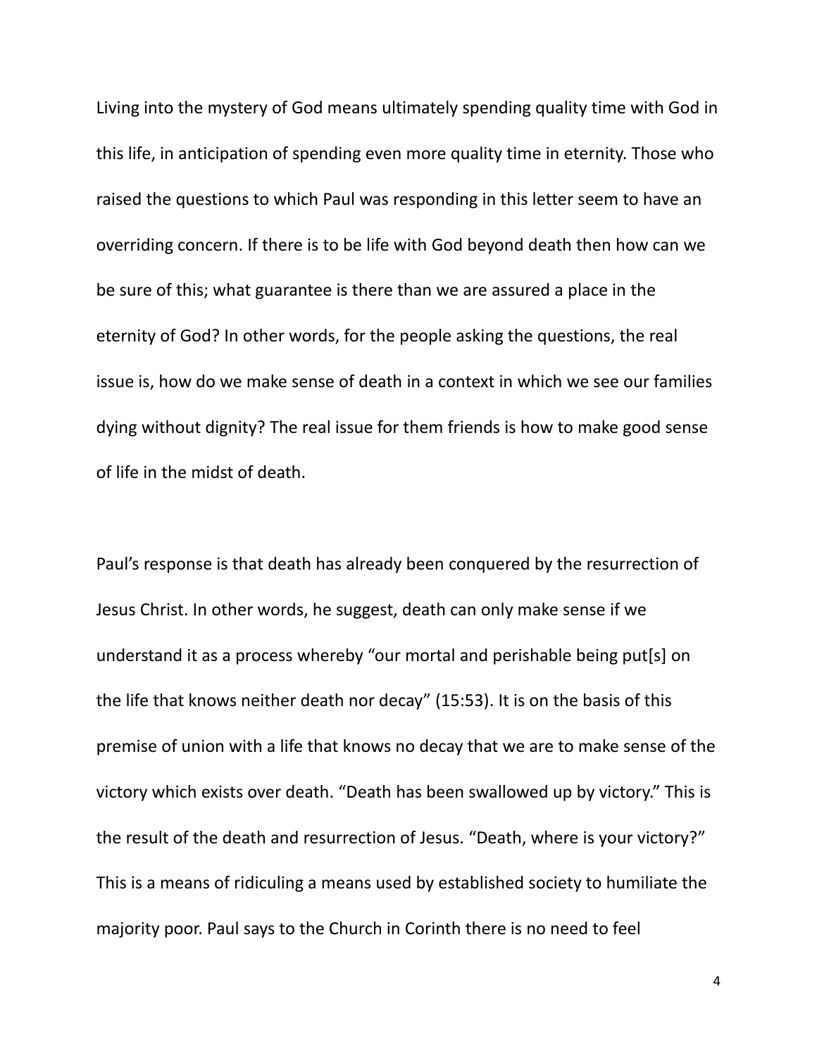Living into the mystery of God means ultimately spending quality time with God in this life, in anticipation of spending even more quality time in eternity. Those who raised the questions to which Paul was responding in this letter seem to have an overriding concern. If there is to be life with God beyond death then how can we be sure of this; what guarantee is there than we are assured a place in the eternity of God? In other words, for the people asking the questions, the real issue is, how do we make sense of death in a context in which we see our families dying without dignity? The real issue for them friends is how to make good sense of life in the midst of death.

Paul's response is that death has already been conquered by the resurrection of Jesus Christ. In other words, he suggest, death can only make sense if we understand it as a process whereby "our mortal and perishable being put[s] on the life that knows neither death nor decay" (15:53). It is on the basis of this premise of union with a life that knows no decay that we are to make sense of the victory which exists over death. "Death has been swallowed up by victory." This is the result of the death and resurrection of Jesus. "Death, where is your victory?" This is a means of ridiculing a means used by established society to humiliate the majority poor. Paul says to the Church in Corinth there is no need to feel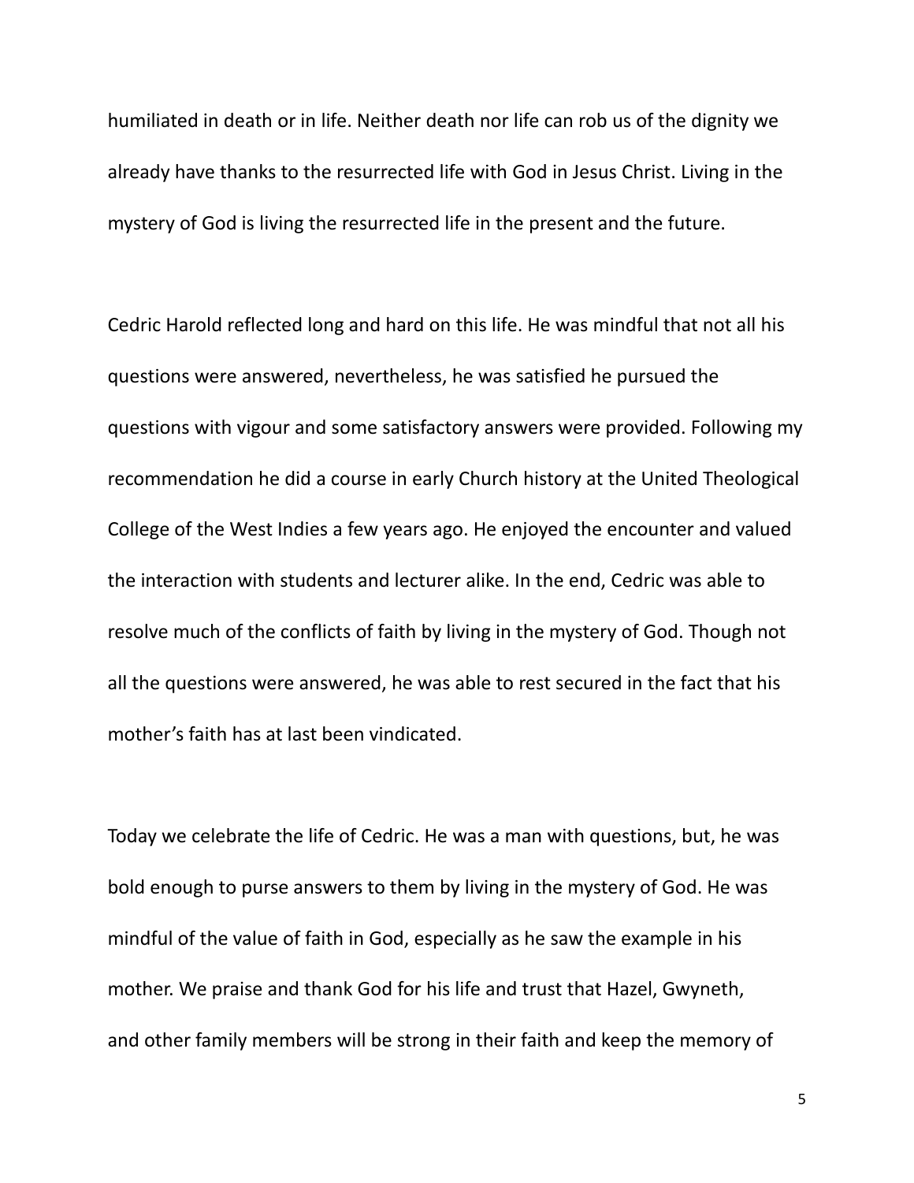humiliated in death or in life. Neither death nor life can rob us of the dignity we already have thanks to the resurrected life with God in Jesus Christ. Living in the mystery of God is living the resurrected life in the present and the future.

Cedric Harold reflected long and hard on this life. He was mindful that not all his questions were answered, nevertheless, he was satisfied he pursued the questions with vigour and some satisfactory answers were provided. Following my recommendation he did a course in early Church history at the United Theological College of the West Indies a few years ago. He enjoyed the encounter and valued the interaction with students and lecturer alike. In the end, Cedric was able to resolve much of the conflicts of faith by living in the mystery of God. Though not all the questions were answered, he was able to rest secured in the fact that his mother's faith has at last been vindicated.

Today we celebrate the life of Cedric. He was a man with questions, but, he was bold enough to purse answers to them by living in the mystery of God. He was mindful of the value of faith in God, especially as he saw the example in his mother. We praise and thank God for his life and trust that Hazel, Gwyneth, and other family members will be strong in their faith and keep the memory of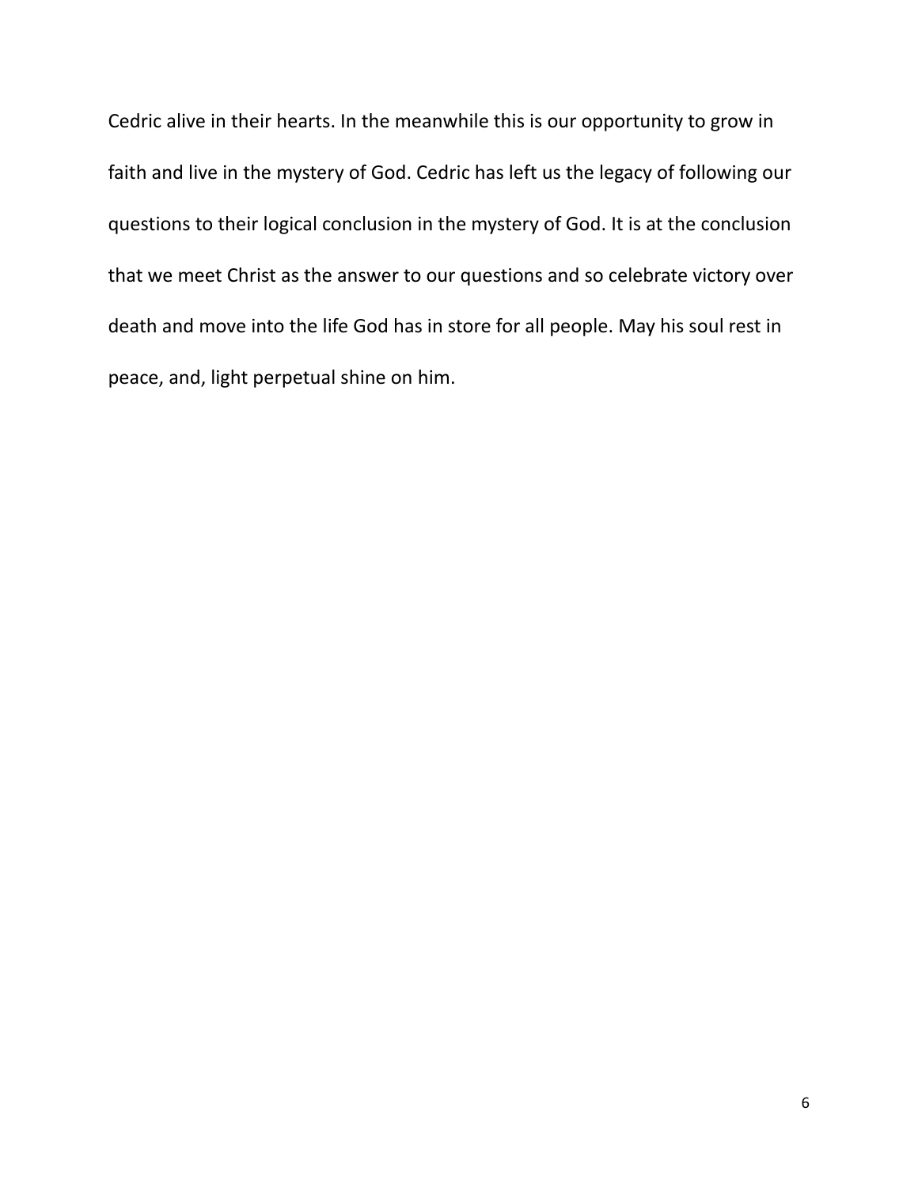Cedric alive in their hearts. In the meanwhile this is our opportunity to grow in faith and live in the mystery of God. Cedric has left us the legacy of following our questions to their logical conclusion in the mystery of God. It is at the conclusion that we meet Christ as the answer to our questions and so celebrate victory over death and move into the life God has in store for all people. May his soul rest in peace, and, light perpetual shine on him.